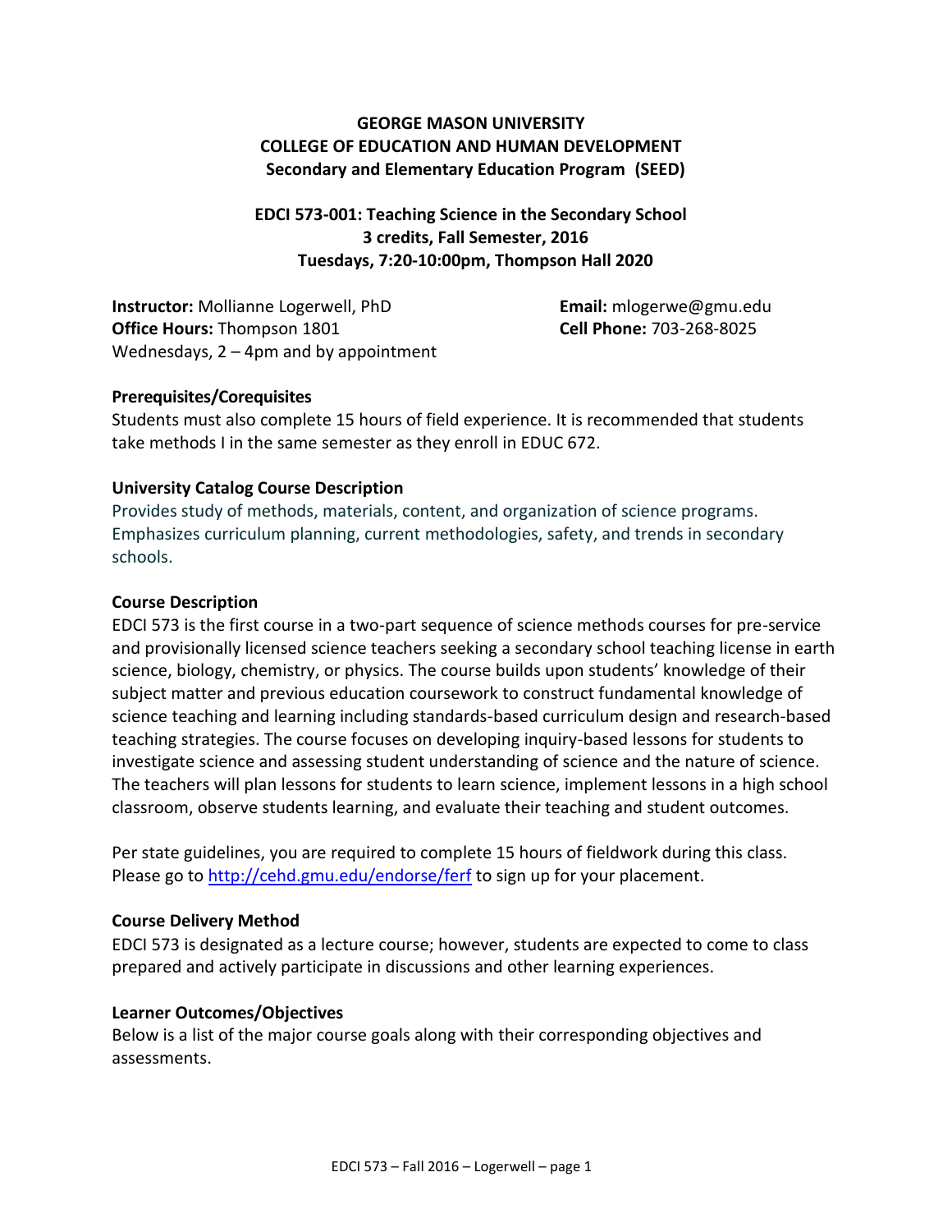**GEORGE MASON UNIVERSITY**
**COLLEGE OF EDUCATION AND HUMAN DEVELOPMENT**
**Secondary and Elementary Education Program (SEED)**

**EDCI 573-001: Teaching Science in the Secondary School**
**3 credits, Fall Semester, 2016**
**Tuesdays, 7:20-10:00pm, Thompson Hall 2020**

**Instructor:** Mollianne Logerwell, PhD
**Office Hours:** Thompson 1801
Wednesdays, 2 – 4pm and by appointment

**Email:** mlogerwe@gmu.edu
**Cell Phone:** 703-268-8025

**Prerequisites/Corequisites**

Students must also complete 15 hours of field experience. It is recommended that students take methods I in the same semester as they enroll in EDUC 672.

**University Catalog Course Description**

Provides study of methods, materials, content, and organization of science programs. Emphasizes curriculum planning, current methodologies, safety, and trends in secondary schools.

**Course Description**

EDCI 573 is the first course in a two-part sequence of science methods courses for pre-service and provisionally licensed science teachers seeking a secondary school teaching license in earth science, biology, chemistry, or physics. The course builds upon students' knowledge of their subject matter and previous education coursework to construct fundamental knowledge of science teaching and learning including standards-based curriculum design and research-based teaching strategies. The course focuses on developing inquiry-based lessons for students to investigate science and assessing student understanding of science and the nature of science. The teachers will plan lessons for students to learn science, implement lessons in a high school classroom, observe students learning, and evaluate their teaching and student outcomes.

Per state guidelines, you are required to complete 15 hours of fieldwork during this class. Please go to [http://cehd.gmu.edu/endorse/ferf](http://cehd.gmu.edu/endorse/ferf) to sign up for your placement.

**Course Delivery Method**

EDCI 573 is designated as a lecture course; however, students are expected to come to class prepared and actively participate in discussions and other learning experiences.

**Learner Outcomes/Objectives**

Below is a list of the major course goals along with their corresponding objectives and assessments.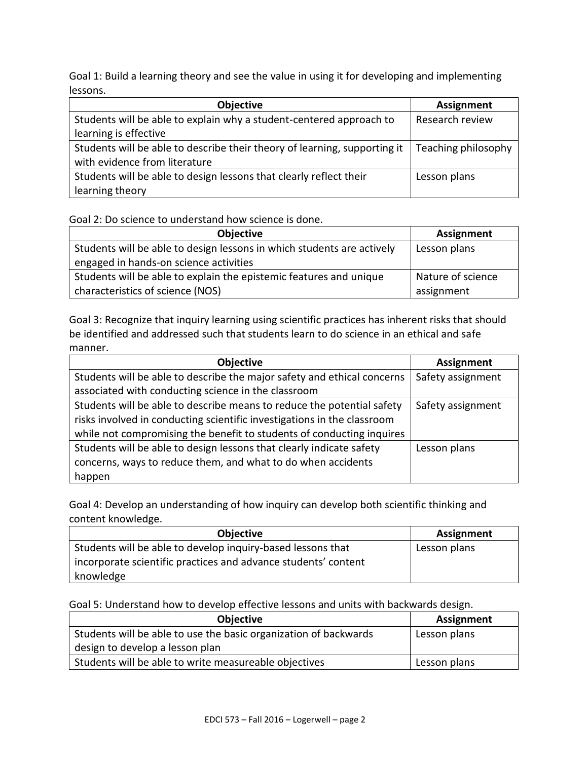Goal 1: Build a learning theory and see the value in using it for developing and implementing lessons.

| Objective | Assignment |
| --- | --- |
| Students will be able to explain why a student-centered approach to learning is effective | Research review |
| Students will be able to describe their theory of learning, supporting it with evidence from literature | Teaching philosophy |
| Students will be able to design lessons that clearly reflect their learning theory | Lesson plans |

Goal 2: Do science to understand how science is done.

| Objective | Assignment |
| --- | --- |
| Students will be able to design lessons in which students are actively engaged in hands-on science activities | Lesson plans |
| Students will be able to explain the epistemic features and unique characteristics of science (NOS) | Nature of science assignment |

Goal 3: Recognize that inquiry learning using scientific practices has inherent risks that should be identified and addressed such that students learn to do science in an ethical and safe manner.

| Objective | Assignment |
| --- | --- |
| Students will be able to describe the major safety and ethical concerns associated with conducting science in the classroom | Safety assignment |
| Students will be able to describe means to reduce the potential safety risks involved in conducting scientific investigations in the classroom while not compromising the benefit to students of conducting inquires | Safety assignment |
| Students will be able to design lessons that clearly indicate safety concerns, ways to reduce them, and what to do when accidents happen | Lesson plans |

Goal 4: Develop an understanding of how inquiry can develop both scientific thinking and content knowledge.

| Objective | Assignment |
| --- | --- |
| Students will be able to develop inquiry-based lessons that incorporate scientific practices and advance students' content knowledge | Lesson plans |

Goal 5: Understand how to develop effective lessons and units with backwards design.

| Objective | Assignment |
| --- | --- |
| Students will be able to use the basic organization of backwards design to develop a lesson plan | Lesson plans |
| Students will be able to write measureable objectives | Lesson plans |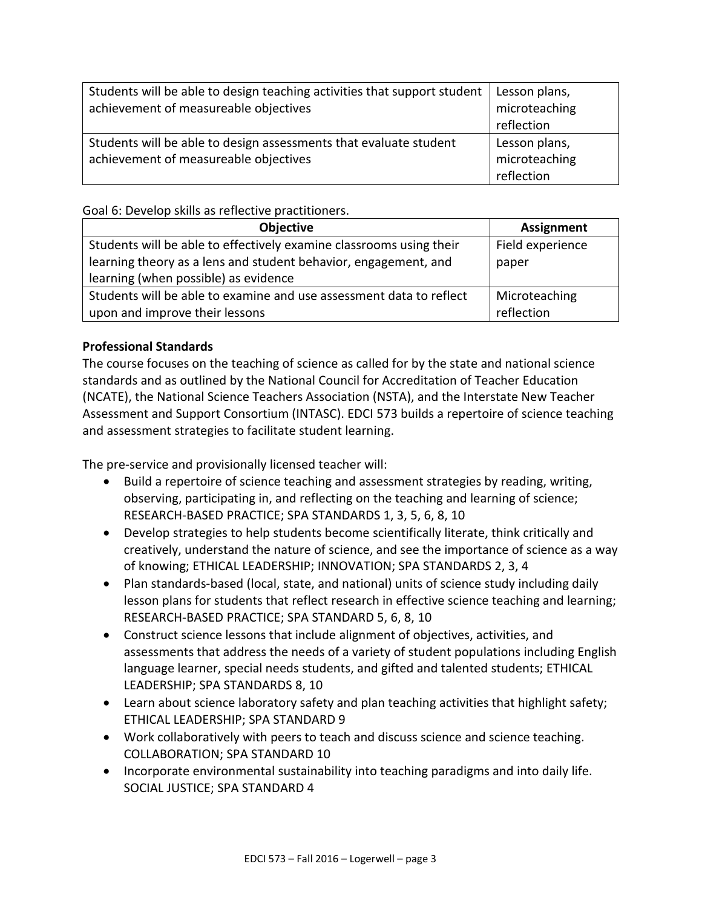| | |
|---|---|
| Students will be able to design teaching activities that support student achievement of measureable objectives | Lesson plans, microteaching reflection |
| Students will be able to design assessments that evaluate student achievement of measureable objectives | Lesson plans, microteaching reflection |

Goal 6: Develop skills as reflective practitioners.

| Objective | Assignment |
|---|---|
| Students will be able to effectively examine classrooms using their learning theory as a lens and student behavior, engagement, and learning (when possible) as evidence | Field experience paper |
| Students will be able to examine and use assessment data to reflect upon and improve their lessons | Microteaching reflection |

**Professional Standards**

The course focuses on the teaching of science as called for by the state and national science standards and as outlined by the National Council for Accreditation of Teacher Education (NCATE), the National Science Teachers Association (NSTA), and the Interstate New Teacher Assessment and Support Consortium (INTASC). EDCI 573 builds a repertoire of science teaching and assessment strategies to facilitate student learning.

The pre-service and provisionally licensed teacher will:

- Build a repertoire of science teaching and assessment strategies by reading, writing, observing, participating in, and reflecting on the teaching and learning of science; RESEARCH-BASED PRACTICE; SPA STANDARDS 1, 3, 5, 6, 8, 10
- Develop strategies to help students become scientifically literate, think critically and creatively, understand the nature of science, and see the importance of science as a way of knowing; ETHICAL LEADERSHIP; INNOVATION; SPA STANDARDS 2, 3, 4
- Plan standards-based (local, state, and national) units of science study including daily lesson plans for students that reflect research in effective science teaching and learning; RESEARCH-BASED PRACTICE; SPA STANDARD 5, 6, 8, 10
- Construct science lessons that include alignment of objectives, activities, and assessments that address the needs of a variety of student populations including English language learner, special needs students, and gifted and talented students; ETHICAL LEADERSHIP; SPA STANDARDS 8, 10
- Learn about science laboratory safety and plan teaching activities that highlight safety; ETHICAL LEADERSHIP; SPA STANDARD 9
- Work collaboratively with peers to teach and discuss science and science teaching. COLLABORATION; SPA STANDARD 10
- Incorporate environmental sustainability into teaching paradigms and into daily life. SOCIAL JUSTICE; SPA STANDARD 4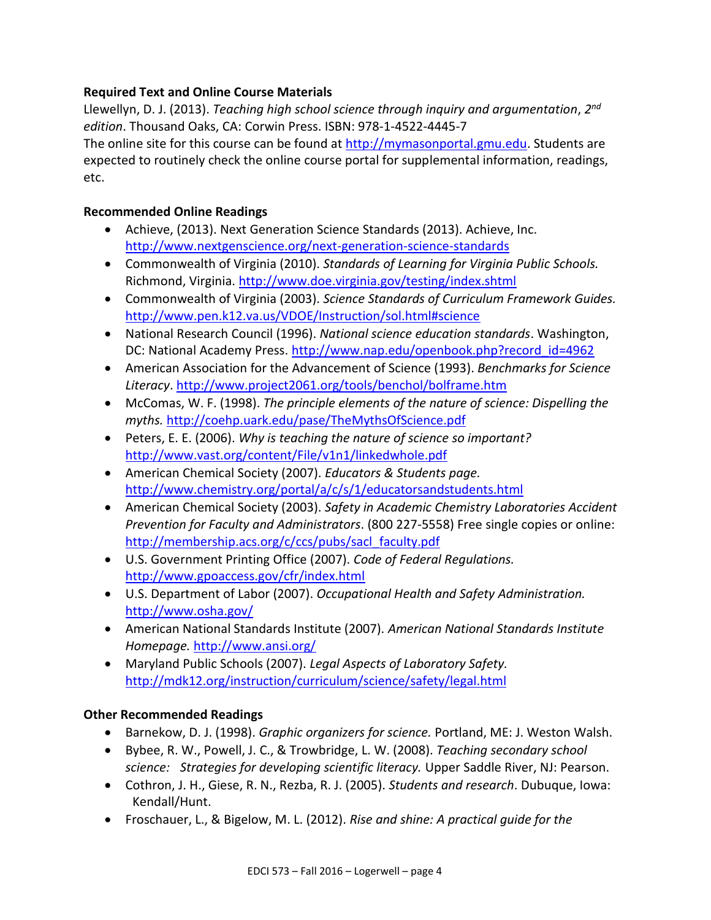**Required Text and Online Course Materials**

Llewellyn, D. J. (2013). *Teaching high school science through inquiry and argumentation*, *2nd edition*. Thousand Oaks, CA: Corwin Press. ISBN: 978-1-4522-4445-7

The online site for this course can be found at http://mymasonportal.gmu.edu. Students are expected to routinely check the online course portal for supplemental information, readings, etc.

**Recommended Online Readings**

- Achieve, (2013). Next Generation Science Standards (2013). Achieve, Inc. http://www.nextgenscience.org/next-generation-science-standards
- Commonwealth of Virginia (2010). *Standards of Learning for Virginia Public Schools.* Richmond, Virginia. http://www.doe.virginia.gov/testing/index.shtml
- Commonwealth of Virginia (2003). *Science Standards of Curriculum Framework Guides.* http://www.pen.k12.va.us/VDOE/Instruction/sol.html#science
- National Research Council (1996). *National science education standards*. Washington, DC: National Academy Press. http://www.nap.edu/openbook.php?record_id=4962
- American Association for the Advancement of Science (1993). *Benchmarks for Science Literacy*. http://www.project2061.org/tools/benchol/bolframe.htm
- McComas, W. F. (1998). *The principle elements of the nature of science: Dispelling the myths.* http://coehp.uark.edu/pase/TheMythsOfScience.pdf
- Peters, E. E. (2006). *Why is teaching the nature of science so important?* http://www.vast.org/content/File/v1n1/linkedwhole.pdf
- American Chemical Society (2007). *Educators & Students page.* http://www.chemistry.org/portal/a/c/s/1/educatorsandstudents.html
- American Chemical Society (2003). *Safety in Academic Chemistry Laboratories Accident Prevention for Faculty and Administrators*. (800 227-5558) Free single copies or online: http://membership.acs.org/c/ccs/pubs/sacl_faculty.pdf
- U.S. Government Printing Office (2007). *Code of Federal Regulations.* http://www.gpoaccess.gov/cfr/index.html
- U.S. Department of Labor (2007). *Occupational Health and Safety Administration.* http://www.osha.gov/
- American National Standards Institute (2007). *American National Standards Institute Homepage.* http://www.ansi.org/
- Maryland Public Schools (2007). *Legal Aspects of Laboratory Safety.* http://mdk12.org/instruction/curriculum/science/safety/legal.html

**Other Recommended Readings**

- Barnekow, D. J. (1998). *Graphic organizers for science.* Portland, ME: J. Weston Walsh.
- Bybee, R. W., Powell, J. C., & Trowbridge, L. W. (2008). *Teaching secondary school science: Strategies for developing scientific literacy.* Upper Saddle River, NJ: Pearson.
- Cothron, J. H., Giese, R. N., Rezba, R. J. (2005). *Students and research*. Dubuque, Iowa: Kendall/Hunt.
- Froschauer, L., & Bigelow, M. L. (2012). *Rise and shine: A practical guide for the*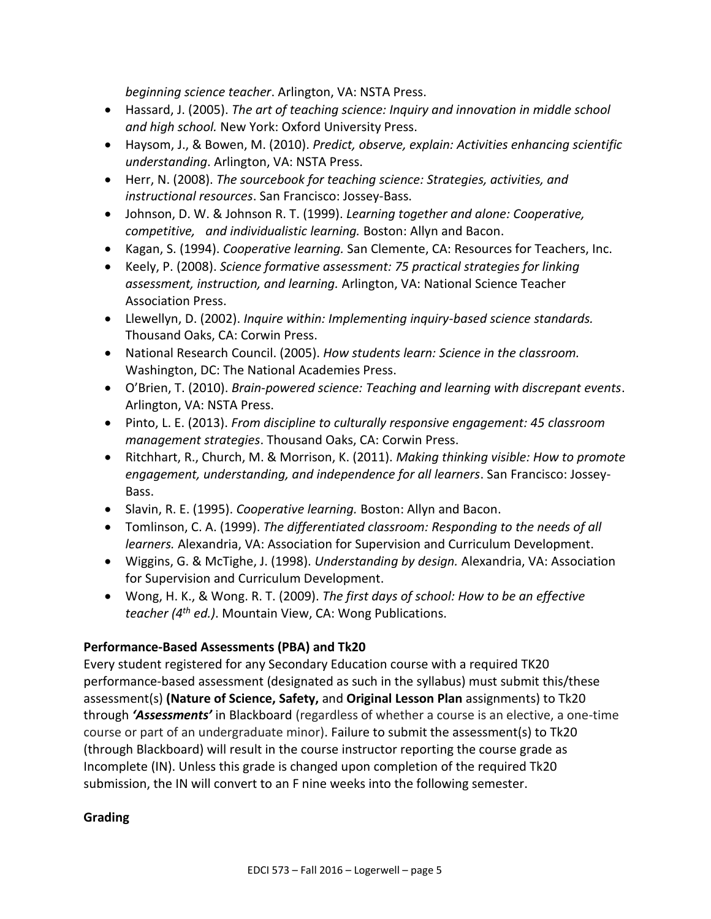*beginning science teacher*. Arlington, VA: NSTA Press.

- Hassard, J. (2005). *The art of teaching science: Inquiry and innovation in middle school and high school.* New York: Oxford University Press.
- Haysom, J., & Bowen, M. (2010). *Predict, observe, explain: Activities enhancing scientific understanding*. Arlington, VA: NSTA Press.
- Herr, N. (2008). *The sourcebook for teaching science: Strategies, activities, and instructional resources*. San Francisco: Jossey-Bass.
- Johnson, D. W. & Johnson R. T. (1999). *Learning together and alone: Cooperative, competitive, and individualistic learning.* Boston: Allyn and Bacon.
- Kagan, S. (1994). *Cooperative learning.* San Clemente, CA: Resources for Teachers, Inc.
- Keely, P. (2008). *Science formative assessment: 75 practical strategies for linking assessment, instruction, and learning.* Arlington, VA: National Science Teacher Association Press.
- Llewellyn, D. (2002). *Inquire within: Implementing inquiry-based science standards.* Thousand Oaks, CA: Corwin Press.
- National Research Council. (2005). *How students learn: Science in the classroom.* Washington, DC: The National Academies Press.
- O'Brien, T. (2010). *Brain-powered science: Teaching and learning with discrepant events*. Arlington, VA: NSTA Press.
- Pinto, L. E. (2013). *From discipline to culturally responsive engagement: 45 classroom management strategies*. Thousand Oaks, CA: Corwin Press.
- Ritchhart, R., Church, M. & Morrison, K. (2011). *Making thinking visible: How to promote engagement, understanding, and independence for all learners*. San Francisco: Jossey-Bass.
- Slavin, R. E. (1995). *Cooperative learning.* Boston: Allyn and Bacon.
- Tomlinson, C. A. (1999). *The differentiated classroom: Responding to the needs of all learners.* Alexandria, VA: Association for Supervision and Curriculum Development.
- Wiggins, G. & McTighe, J. (1998). *Understanding by design.* Alexandria, VA: Association for Supervision and Curriculum Development.
- Wong, H. K., & Wong. R. T. (2009). *The first days of school: How to be an effective teacher (4th ed.)*. Mountain View, CA: Wong Publications.

**Performance-Based Assessments (PBA) and Tk20**

Every student registered for any Secondary Education course with a required TK20 performance-based assessment (designated as such in the syllabus) must submit this/these assessment(s) **(Nature of Science, Safety,** and **Original Lesson Plan** assignments) to Tk20 through ***'Assessments'*** in Blackboard (regardless of whether a course is an elective, a one-time course or part of an undergraduate minor). Failure to submit the assessment(s) to Tk20 (through Blackboard) will result in the course instructor reporting the course grade as Incomplete (IN). Unless this grade is changed upon completion of the required Tk20 submission, the IN will convert to an F nine weeks into the following semester.

**Grading**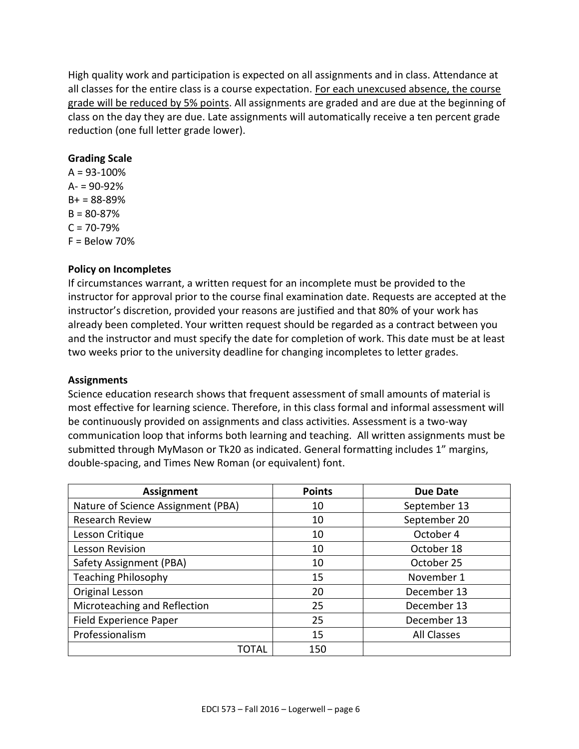High quality work and participation is expected on all assignments and in class. Attendance at all classes for the entire class is a course expectation. <u>For each unexcused absence, the course grade will be reduced by 5% points</u>. All assignments are graded and are due at the beginning of class on the day they are due. Late assignments will automatically receive a ten percent grade reduction (one full letter grade lower).

**Grading Scale**

A = 93-100%
A- = 90-92%
B+ = 88-89%
B = 80-87%
C = 70-79%
F = Below 70%

**Policy on Incompletes**

If circumstances warrant, a written request for an incomplete must be provided to the instructor for approval prior to the course final examination date. Requests are accepted at the instructor's discretion, provided your reasons are justified and that 80% of your work has already been completed. Your written request should be regarded as a contract between you and the instructor and must specify the date for completion of work. This date must be at least two weeks prior to the university deadline for changing incompletes to letter grades.

**Assignments**

Science education research shows that frequent assessment of small amounts of material is most effective for learning science. Therefore, in this class formal and informal assessment will be continuously provided on assignments and class activities. Assessment is a two-way communication loop that informs both learning and teaching. All written assignments must be submitted through MyMason or Tk20 as indicated. General formatting includes 1" margins, double-spacing, and Times New Roman (or equivalent) font.

| Assignment | Points | Due Date |
|---|---|---|
| Nature of Science Assignment (PBA) | 10 | September 13 |
| Research Review | 10 | September 20 |
| Lesson Critique | 10 | October 4 |
| Lesson Revision | 10 | October 18 |
| Safety Assignment (PBA) | 10 | October 25 |
| Teaching Philosophy | 15 | November 1 |
| Original Lesson | 20 | December 13 |
| Microteaching and Reflection | 25 | December 13 |
| Field Experience Paper | 25 | December 13 |
| Professionalism | 15 | All Classes |
| TOTAL | 150 | |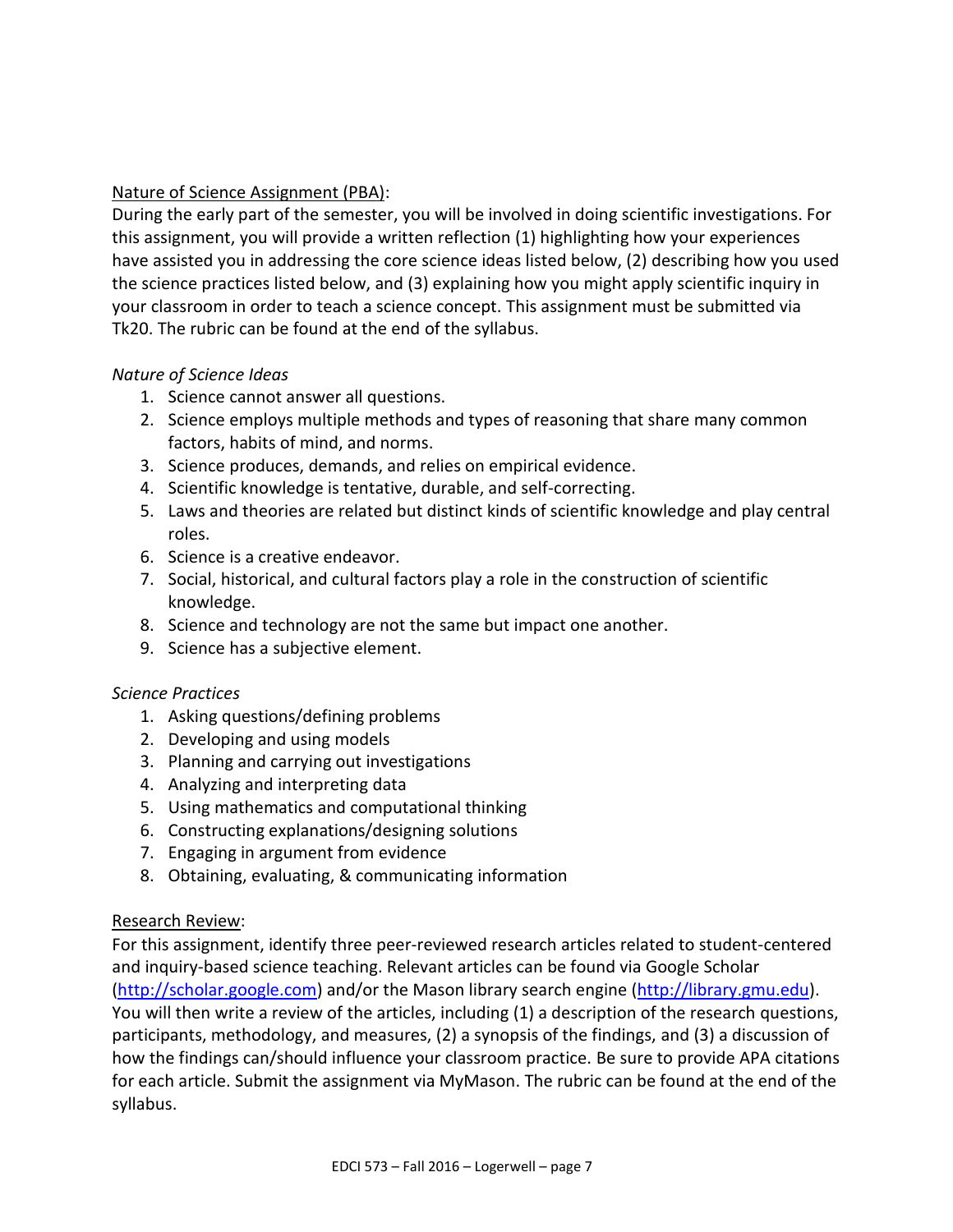Nature of Science Assignment (PBA):

During the early part of the semester, you will be involved in doing scientific investigations. For this assignment, you will provide a written reflection (1) highlighting how your experiences have assisted you in addressing the core science ideas listed below, (2) describing how you used the science practices listed below, and (3) explaining how you might apply scientific inquiry in your classroom in order to teach a science concept. This assignment must be submitted via Tk20. The rubric can be found at the end of the syllabus.

*Nature of Science Ideas*

1. Science cannot answer all questions.
2. Science employs multiple methods and types of reasoning that share many common factors, habits of mind, and norms.
3. Science produces, demands, and relies on empirical evidence.
4. Scientific knowledge is tentative, durable, and self-correcting.
5. Laws and theories are related but distinct kinds of scientific knowledge and play central roles.
6. Science is a creative endeavor.
7. Social, historical, and cultural factors play a role in the construction of scientific knowledge.
8. Science and technology are not the same but impact one another.
9. Science has a subjective element.

*Science Practices*

1. Asking questions/defining problems
2. Developing and using models
3. Planning and carrying out investigations
4. Analyzing and interpreting data
5. Using mathematics and computational thinking
6. Constructing explanations/designing solutions
7. Engaging in argument from evidence
8. Obtaining, evaluating, & communicating information

Research Review:

For this assignment, identify three peer-reviewed research articles related to student-centered and inquiry-based science teaching. Relevant articles can be found via Google Scholar (http://scholar.google.com) and/or the Mason library search engine (http://library.gmu.edu). You will then write a review of the articles, including (1) a description of the research questions, participants, methodology, and measures, (2) a synopsis of the findings, and (3) a discussion of how the findings can/should influence your classroom practice. Be sure to provide APA citations for each article. Submit the assignment via MyMason. The rubric can be found at the end of the syllabus.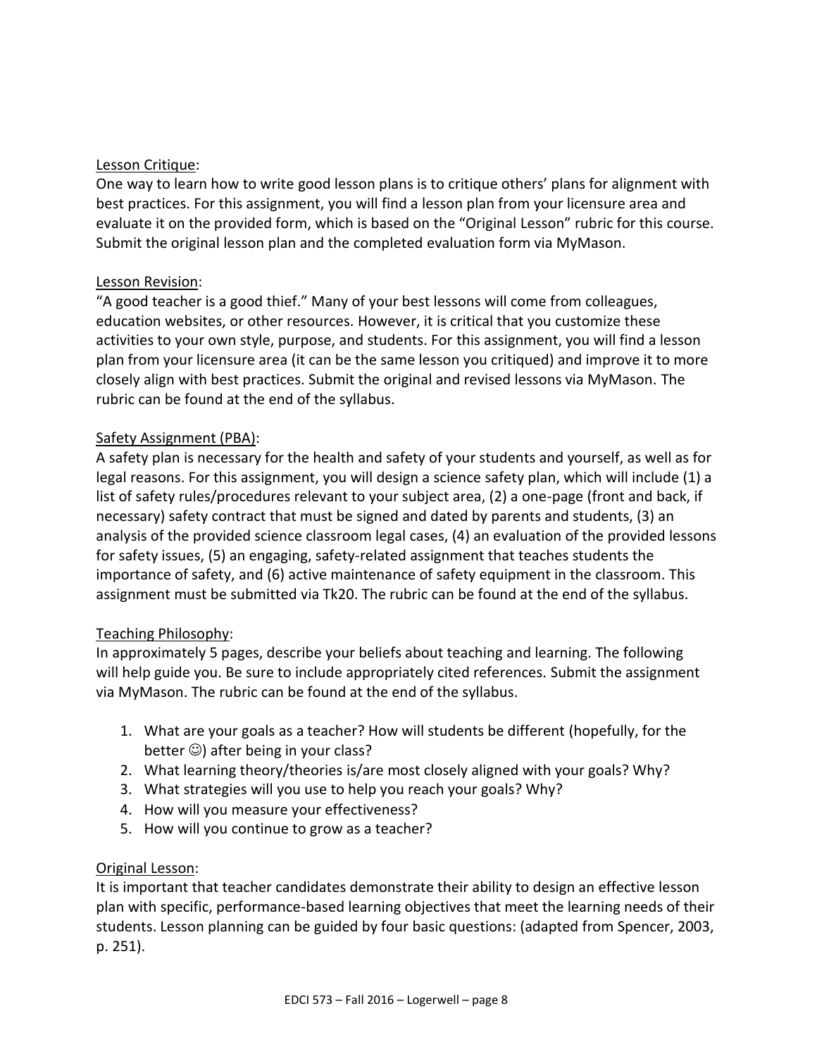Lesson Critique:

One way to learn how to write good lesson plans is to critique others' plans for alignment with best practices. For this assignment, you will find a lesson plan from your licensure area and evaluate it on the provided form, which is based on the "Original Lesson" rubric for this course. Submit the original lesson plan and the completed evaluation form via MyMason.

Lesson Revision:

"A good teacher is a good thief." Many of your best lessons will come from colleagues, education websites, or other resources. However, it is critical that you customize these activities to your own style, purpose, and students. For this assignment, you will find a lesson plan from your licensure area (it can be the same lesson you critiqued) and improve it to more closely align with best practices. Submit the original and revised lessons via MyMason. The rubric can be found at the end of the syllabus.

Safety Assignment (PBA):

A safety plan is necessary for the health and safety of your students and yourself, as well as for legal reasons. For this assignment, you will design a science safety plan, which will include (1) a list of safety rules/procedures relevant to your subject area, (2) a one-page (front and back, if necessary) safety contract that must be signed and dated by parents and students, (3) an analysis of the provided science classroom legal cases, (4) an evaluation of the provided lessons for safety issues, (5) an engaging, safety-related assignment that teaches students the importance of safety, and (6) active maintenance of safety equipment in the classroom. This assignment must be submitted via Tk20. The rubric can be found at the end of the syllabus.

Teaching Philosophy:

In approximately 5 pages, describe your beliefs about teaching and learning. The following will help guide you. Be sure to include appropriately cited references. Submit the assignment via MyMason. The rubric can be found at the end of the syllabus.

1. What are your goals as a teacher? How will students be different (hopefully, for the better ☺) after being in your class?
2. What learning theory/theories is/are most closely aligned with your goals? Why?
3. What strategies will you use to help you reach your goals? Why?
4. How will you measure your effectiveness?
5. How will you continue to grow as a teacher?

Original Lesson:

It is important that teacher candidates demonstrate their ability to design an effective lesson plan with specific, performance-based learning objectives that meet the learning needs of their students. Lesson planning can be guided by four basic questions: (adapted from Spencer, 2003, p. 251).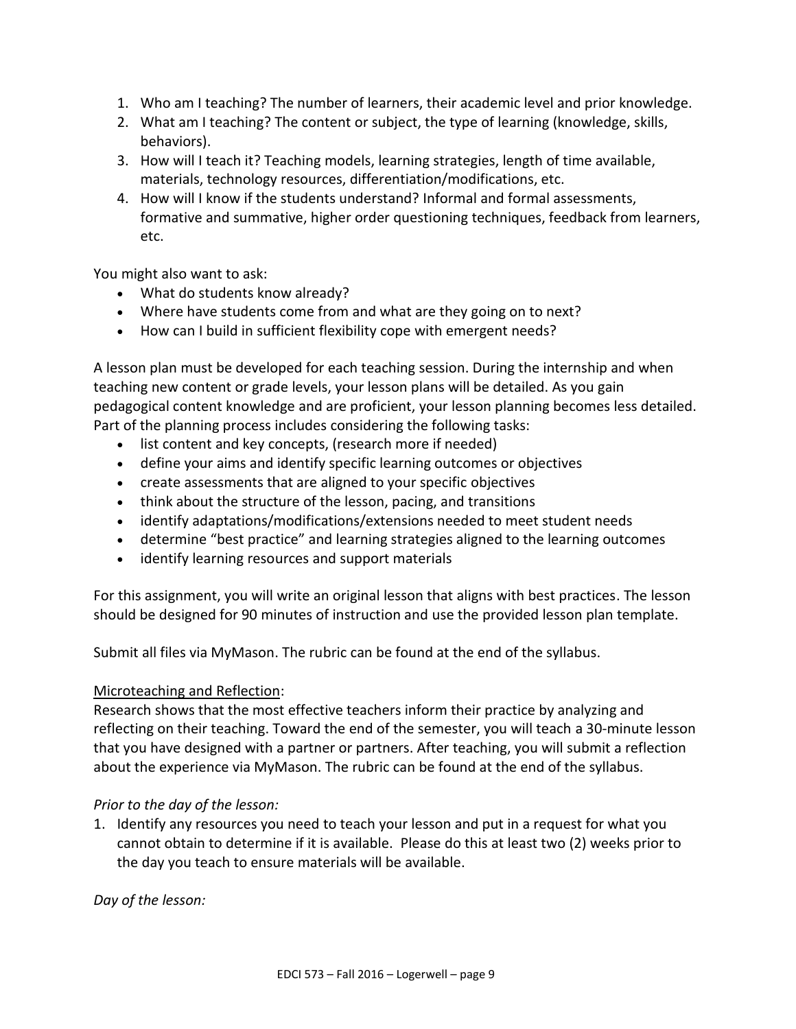1. Who am I teaching? The number of learners, their academic level and prior knowledge.
2. What am I teaching? The content or subject, the type of learning (knowledge, skills, behaviors).
3. How will I teach it? Teaching models, learning strategies, length of time available, materials, technology resources, differentiation/modifications, etc.
4. How will I know if the students understand? Informal and formal assessments, formative and summative, higher order questioning techniques, feedback from learners, etc.

You might also want to ask:

- What do students know already?
- Where have students come from and what are they going on to next?
- How can I build in sufficient flexibility cope with emergent needs?

A lesson plan must be developed for each teaching session. During the internship and when teaching new content or grade levels, your lesson plans will be detailed. As you gain pedagogical content knowledge and are proficient, your lesson planning becomes less detailed. Part of the planning process includes considering the following tasks:

- list content and key concepts, (research more if needed)
- define your aims and identify specific learning outcomes or objectives
- create assessments that are aligned to your specific objectives
- think about the structure of the lesson, pacing, and transitions
- identify adaptations/modifications/extensions needed to meet student needs
- determine "best practice" and learning strategies aligned to the learning outcomes
- identify learning resources and support materials

For this assignment, you will write an original lesson that aligns with best practices. The lesson should be designed for 90 minutes of instruction and use the provided lesson plan template.

Submit all files via MyMason. The rubric can be found at the end of the syllabus.

<u>Microteaching and Reflection</u>:
Research shows that the most effective teachers inform their practice by analyzing and reflecting on their teaching. Toward the end of the semester, you will teach a 30-minute lesson that you have designed with a partner or partners. After teaching, you will submit a reflection about the experience via MyMason. The rubric can be found at the end of the syllabus.

*Prior to the day of the lesson:*

1. Identify any resources you need to teach your lesson and put in a request for what you cannot obtain to determine if it is available. Please do this at least two (2) weeks prior to the day you teach to ensure materials will be available.

*Day of the lesson:*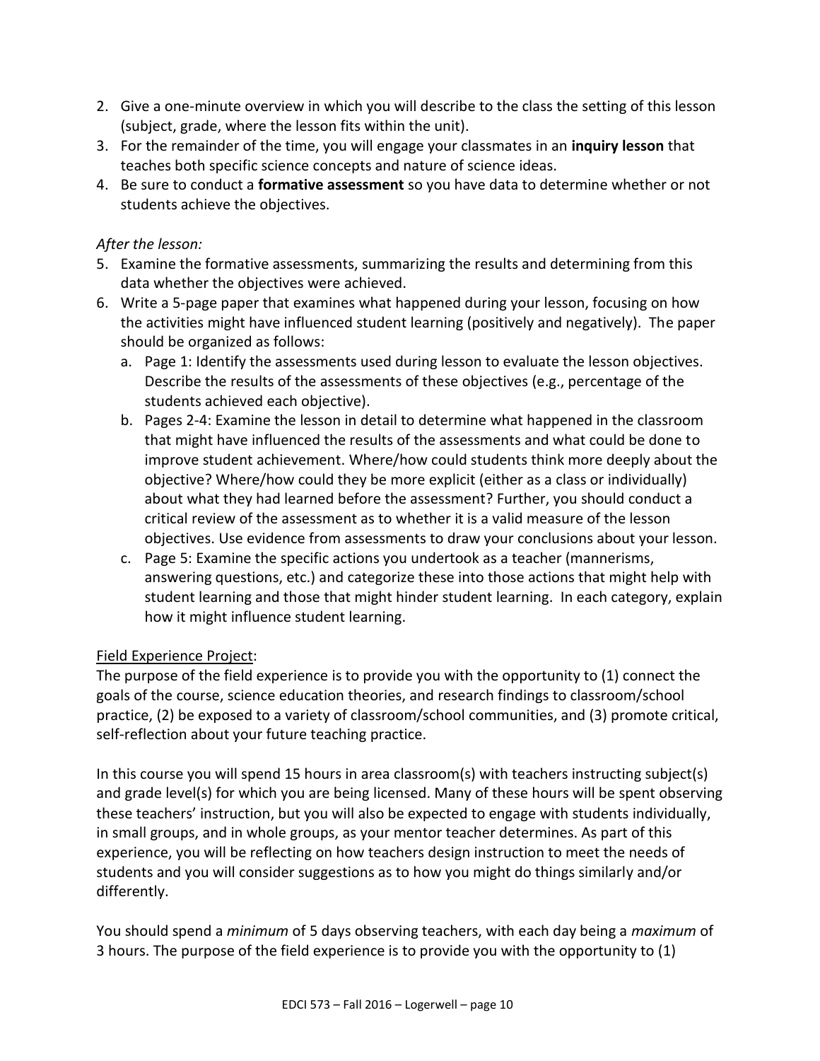2. Give a one-minute overview in which you will describe to the class the setting of this lesson (subject, grade, where the lesson fits within the unit).
3. For the remainder of the time, you will engage your classmates in an **inquiry lesson** that teaches both specific science concepts and nature of science ideas.
4. Be sure to conduct a **formative assessment** so you have data to determine whether or not students achieve the objectives.

*After the lesson:*

5. Examine the formative assessments, summarizing the results and determining from this data whether the objectives were achieved.
6. Write a 5-page paper that examines what happened during your lesson, focusing on how the activities might have influenced student learning (positively and negatively). The paper should be organized as follows:
   a. Page 1: Identify the assessments used during lesson to evaluate the lesson objectives. Describe the results of the assessments of these objectives (e.g., percentage of the students achieved each objective).
   b. Pages 2-4: Examine the lesson in detail to determine what happened in the classroom that might have influenced the results of the assessments and what could be done to improve student achievement. Where/how could students think more deeply about the objective? Where/how could they be more explicit (either as a class or individually) about what they had learned before the assessment? Further, you should conduct a critical review of the assessment as to whether it is a valid measure of the lesson objectives. Use evidence from assessments to draw your conclusions about your lesson.
   c. Page 5: Examine the specific actions you undertook as a teacher (mannerisms, answering questions, etc.) and categorize these into those actions that might help with student learning and those that might hinder student learning. In each category, explain how it might influence student learning.

<u>Field Experience Project</u>:

The purpose of the field experience is to provide you with the opportunity to (1) connect the goals of the course, science education theories, and research findings to classroom/school practice, (2) be exposed to a variety of classroom/school communities, and (3) promote critical, self-reflection about your future teaching practice.

In this course you will spend 15 hours in area classroom(s) with teachers instructing subject(s) and grade level(s) for which you are being licensed. Many of these hours will be spent observing these teachers' instruction, but you will also be expected to engage with students individually, in small groups, and in whole groups, as your mentor teacher determines. As part of this experience, you will be reflecting on how teachers design instruction to meet the needs of students and you will consider suggestions as to how you might do things similarly and/or differently.

You should spend a *minimum* of 5 days observing teachers, with each day being a *maximum* of 3 hours. The purpose of the field experience is to provide you with the opportunity to (1)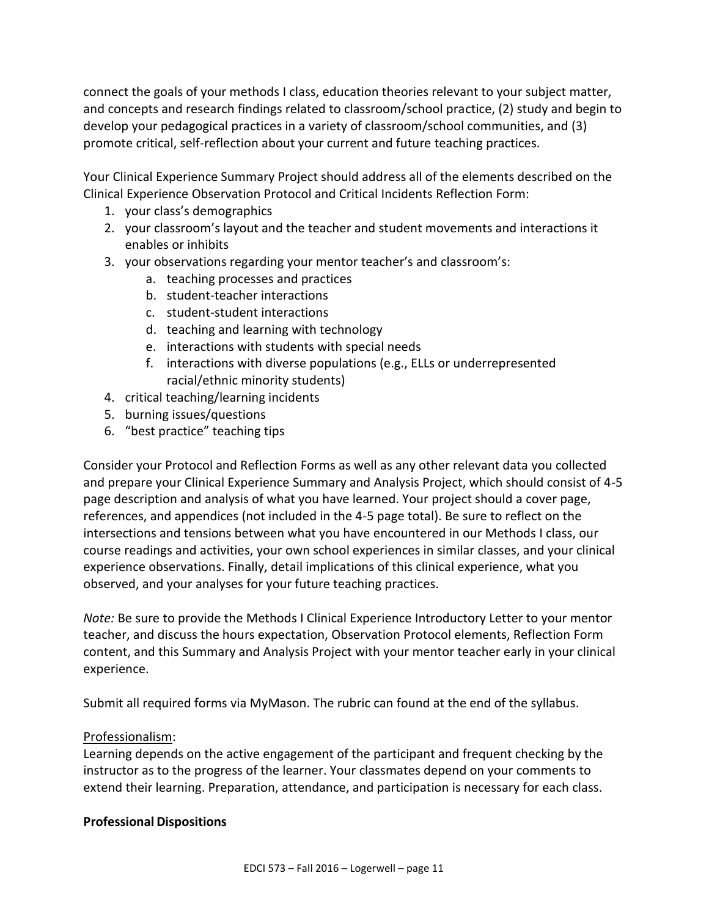connect the goals of your methods I class, education theories relevant to your subject matter, and concepts and research findings related to classroom/school practice, (2) study and begin to develop your pedagogical practices in a variety of classroom/school communities, and (3) promote critical, self-reflection about your current and future teaching practices.

Your Clinical Experience Summary Project should address all of the elements described on the Clinical Experience Observation Protocol and Critical Incidents Reflection Form:

1. your class's demographics
2. your classroom's layout and the teacher and student movements and interactions it enables or inhibits
3. your observations regarding your mentor teacher's and classroom's:
    a. teaching processes and practices
    b. student-teacher interactions
    c. student-student interactions
    d. teaching and learning with technology
    e. interactions with students with special needs
    f. interactions with diverse populations (e.g., ELLs or underrepresented racial/ethnic minority students)
4. critical teaching/learning incidents
5. burning issues/questions
6. "best practice" teaching tips

Consider your Protocol and Reflection Forms as well as any other relevant data you collected and prepare your Clinical Experience Summary and Analysis Project, which should consist of 4-5 page description and analysis of what you have learned. Your project should a cover page, references, and appendices (not included in the 4-5 page total). Be sure to reflect on the intersections and tensions between what you have encountered in our Methods I class, our course readings and activities, your own school experiences in similar classes, and your clinical experience observations. Finally, detail implications of this clinical experience, what you observed, and your analyses for your future teaching practices.

*Note:* Be sure to provide the Methods I Clinical Experience Introductory Letter to your mentor teacher, and discuss the hours expectation, Observation Protocol elements, Reflection Form content, and this Summary and Analysis Project with your mentor teacher early in your clinical experience.

Submit all required forms via MyMason. The rubric can found at the end of the syllabus.

<u>Professionalism</u>:
Learning depends on the active engagement of the participant and frequent checking by the instructor as to the progress of the learner. Your classmates depend on your comments to extend their learning. Preparation, attendance, and participation is necessary for each class.

**Professional Dispositions**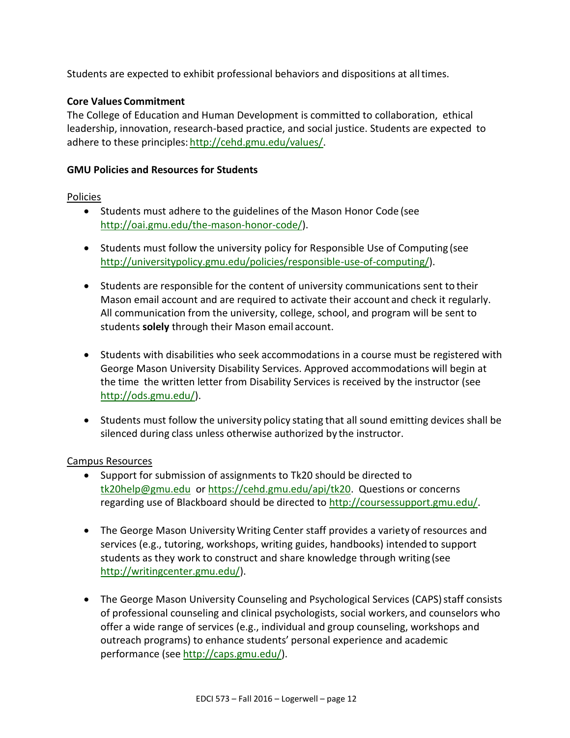Students are expected to exhibit professional behaviors and dispositions at all times.

**Core Values Commitment**

The College of Education and Human Development is committed to collaboration, ethical leadership, innovation, research-based practice, and social justice. Students are expected to adhere to these principles: http://cehd.gmu.edu/values/.

**GMU Policies and Resources for Students**

Policies

- Students must adhere to the guidelines of the Mason Honor Code (see http://oai.gmu.edu/the-mason-honor-code/).

- Students must follow the university policy for Responsible Use of Computing (see http://universitypolicy.gmu.edu/policies/responsible-use-of-computing/).

- Students are responsible for the content of university communications sent to their Mason email account and are required to activate their account and check it regularly. All communication from the university, college, school, and program will be sent to students **solely** through their Mason email account.

- Students with disabilities who seek accommodations in a course must be registered with George Mason University Disability Services. Approved accommodations will begin at the time the written letter from Disability Services is received by the instructor (see http://ods.gmu.edu/).

- Students must follow the university policy stating that all sound emitting devices shall be silenced during class unless otherwise authorized by the instructor.

Campus Resources

- Support for submission of assignments to Tk20 should be directed to tk20help@gmu.edu or https://cehd.gmu.edu/api/tk20. Questions or concerns regarding use of Blackboard should be directed to http://coursessupport.gmu.edu/.

- The George Mason University Writing Center staff provides a variety of resources and services (e.g., tutoring, workshops, writing guides, handbooks) intended to support students as they work to construct and share knowledge through writing (see http://writingcenter.gmu.edu/).

- The George Mason University Counseling and Psychological Services (CAPS) staff consists of professional counseling and clinical psychologists, social workers, and counselors who offer a wide range of services (e.g., individual and group counseling, workshops and outreach programs) to enhance students' personal experience and academic performance (see http://caps.gmu.edu/).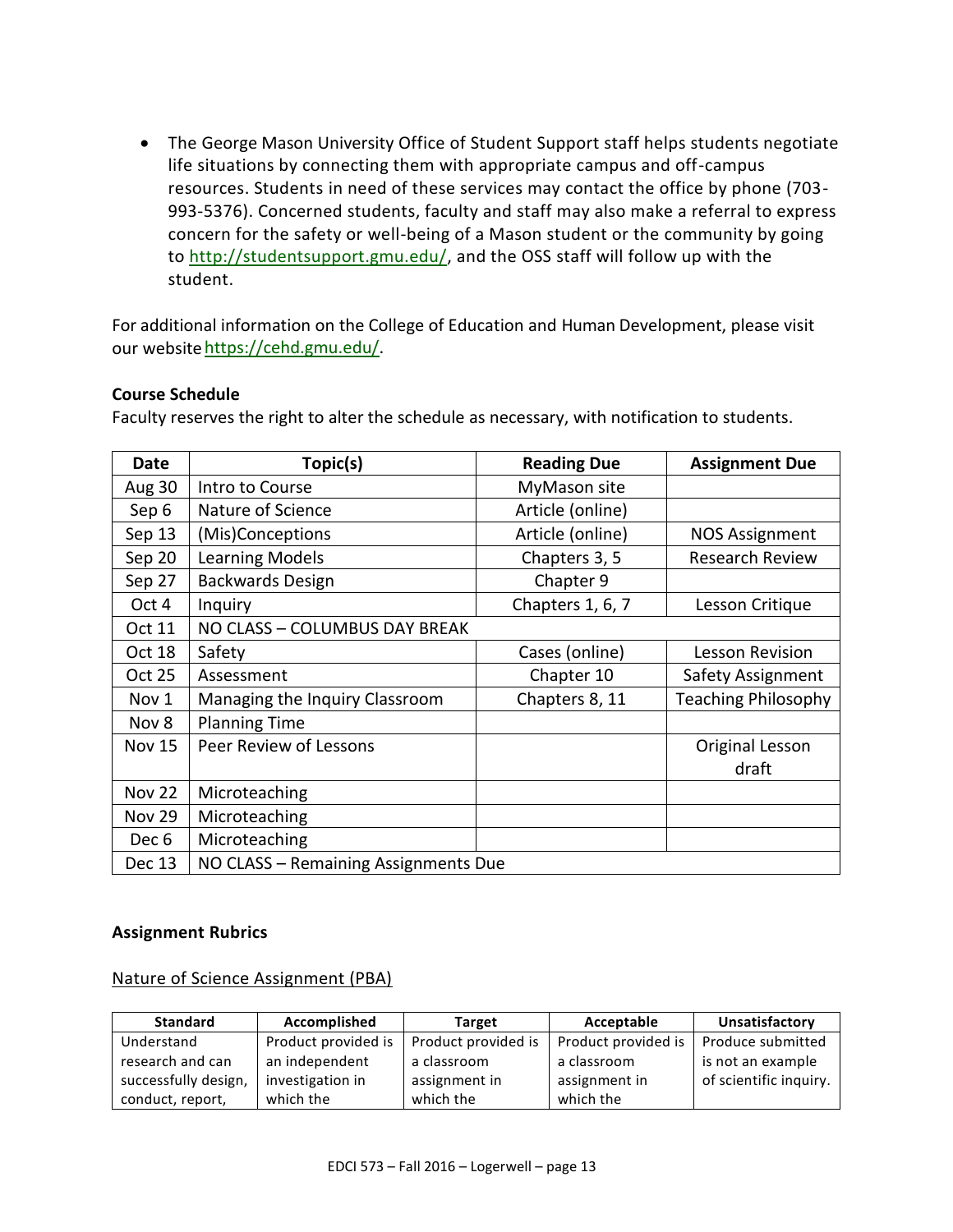- The George Mason University Office of Student Support staff helps students negotiate life situations by connecting them with appropriate campus and off-campus resources. Students in need of these services may contact the office by phone (703-993-5376). Concerned students, faculty and staff may also make a referral to express concern for the safety or well-being of a Mason student or the community by going to http://studentsupport.gmu.edu/, and the OSS staff will follow up with the student.

For additional information on the College of Education and Human Development, please visit our website https://cehd.gmu.edu/.

**Course Schedule**

Faculty reserves the right to alter the schedule as necessary, with notification to students.

| Date | Topic(s) | Reading Due | Assignment Due |
|---|---|---|---|
| Aug 30 | Intro to Course | MyMason site | |
| Sep 6 | Nature of Science | Article (online) | |
| Sep 13 | (Mis)Conceptions | Article (online) | NOS Assignment |
| Sep 20 | Learning Models | Chapters 3, 5 | Research Review |
| Sep 27 | Backwards Design | Chapter 9 | |
| Oct 4 | Inquiry | Chapters 1, 6, 7 | Lesson Critique |
| Oct 11 | NO CLASS – COLUMBUS DAY BREAK | | |
| Oct 18 | Safety | Cases (online) | Lesson Revision |
| Oct 25 | Assessment | Chapter 10 | Safety Assignment |
| Nov 1 | Managing the Inquiry Classroom | Chapters 8, 11 | Teaching Philosophy |
| Nov 8 | Planning Time | | |
| Nov 15 | Peer Review of Lessons | | Original Lesson draft |
| Nov 22 | Microteaching | | |
| Nov 29 | Microteaching | | |
| Dec 6 | Microteaching | | |
| Dec 13 | NO CLASS – Remaining Assignments Due | | |

**Assignment Rubrics**

Nature of Science Assignment (PBA)

| Standard | Accomplished | Target | Acceptable | Unsatisfactory |
|---|---|---|---|---|
| Understand research and can successfully design, conduct, report, | Product provided is an independent investigation in which the | Product provided is a classroom assignment in which the | Product provided is a classroom assignment in which the | Produce submitted is not an example of scientific inquiry. |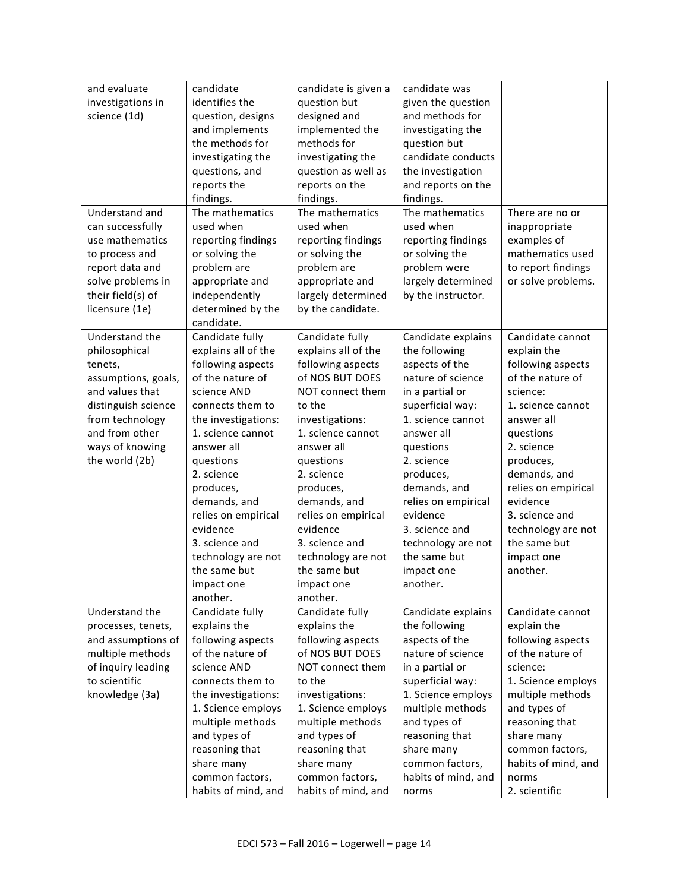| and evaluate investigations in science (1d) | candidate identifies the question, designs and implements the methods for investigating the questions, and reports the findings. | candidate is given a question but designed and implemented the methods for investigating the question as well as reports on the findings. | candidate was given the question and methods for investigating the question but candidate conducts the investigation and reports on the findings. | |
|---|---|---|---|---|
| Understand and can successfully use mathematics to process and report data and solve problems in their field(s) of licensure (1e) | The mathematics used when reporting findings or solving the problem are appropriate and independently determined by the candidate. | The mathematics used when reporting findings or solving the problem are appropriate and largely determined by the candidate. | The mathematics used when reporting findings or solving the problem were largely determined by the instructor. | There are no or inappropriate examples of mathematics used to report findings or solve problems. |
| Understand the philosophical tenets, assumptions, goals, and values that distinguish science from technology and from other ways of knowing the world (2b) | Candidate fully explains all of the following aspects of the nature of science AND connects them to the investigations:<br>1. science cannot answer all questions<br>2. science produces, demands, and relies on empirical evidence<br>3. science and technology are not the same but impact one another. | Candidate fully explains all of the following aspects of NOS BUT DOES NOT connect them to the investigations:<br>1. science cannot answer all questions<br>2. science produces, demands, and relies on empirical evidence<br>3. science and technology are not the same but impact one another. | Candidate explains the following aspects of the nature of science in a partial or superficial way:<br>1. science cannot answer all questions<br>2. science produces, demands, and relies on empirical evidence<br>3. science and technology are not the same but impact one another. | Candidate cannot explain the following aspects of the nature of science:<br>1. science cannot answer all questions<br>2. science produces, demands, and relies on empirical evidence<br>3. science and technology are not the same but impact one another. |
| Understand the processes, tenets, and assumptions of multiple methods of inquiry leading to scientific knowledge (3a) | Candidate fully explains the following aspects of the nature of science AND connects them to the investigations:<br>1. Science employs multiple methods and types of reasoning that share many common factors, habits of mind, and | Candidate fully explains the following aspects of NOS BUT DOES NOT connect them to the investigations:<br>1. Science employs multiple methods and types of reasoning that share many common factors, habits of mind, and | Candidate explains the following aspects of the nature of science in a partial or superficial way:<br>1. Science employs multiple methods and types of reasoning that share many common factors, habits of mind, and norms | Candidate cannot explain the following aspects of the nature of science:<br>1. Science employs multiple methods and types of reasoning that share many common factors, habits of mind, and norms<br>2. scientific |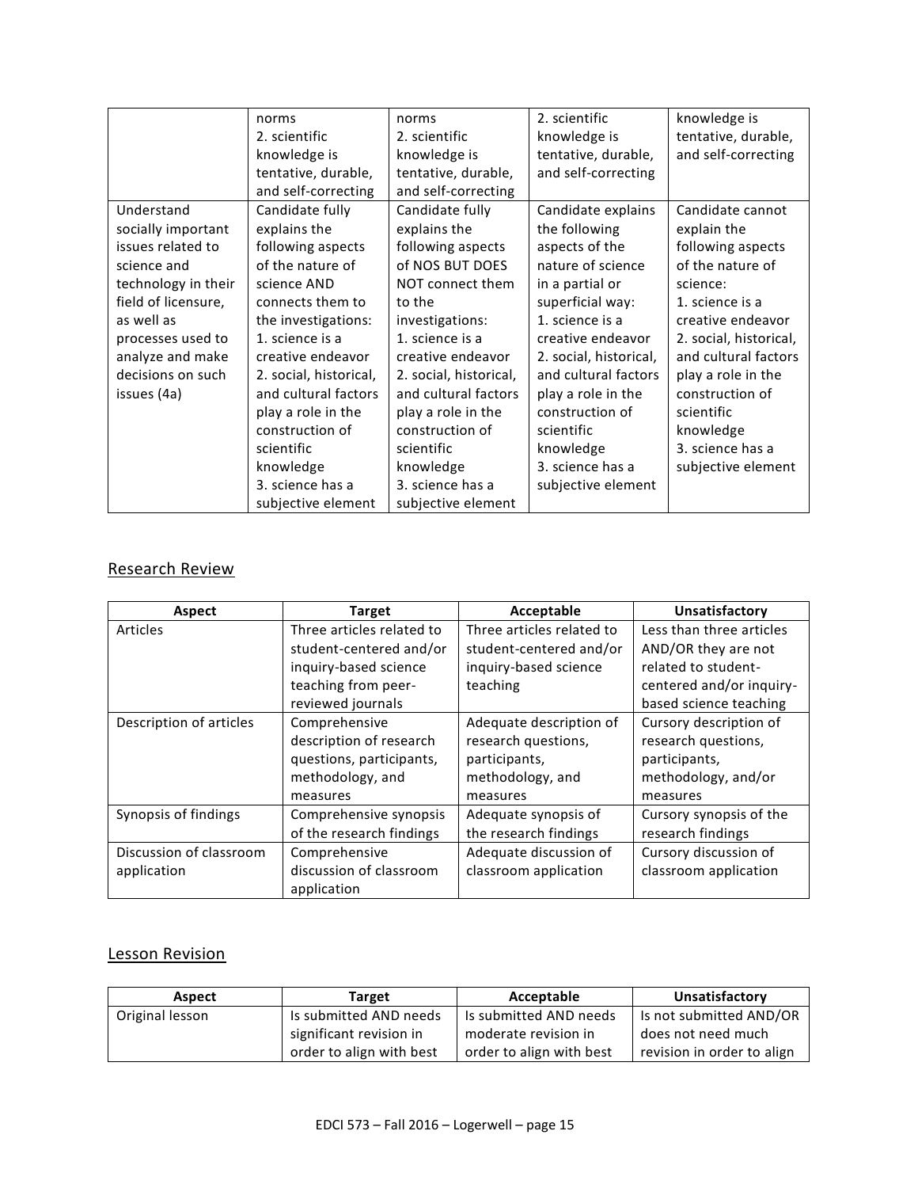| | norms<br>2. scientific knowledge is tentative, durable, and self-correcting | norms<br>2. scientific knowledge is tentative, durable, and self-correcting | 2. scientific knowledge is tentative, durable, and self-correcting | knowledge is tentative, durable, and self-correcting |
|---|---|---|---|---|
| Understand socially important issues related to science and technology in their field of licensure, as well as processes used to analyze and make decisions on such issues (4a) | Candidate fully explains the following aspects of the nature of science AND connects them to the investigations:<br>1. science is a creative endeavor<br>2. social, historical, and cultural factors play a role in the construction of scientific knowledge<br>3. science has a subjective element | Candidate fully explains the following aspects of NOS BUT DOES NOT connect them to the investigations:<br>1. science is a creative endeavor<br>2. social, historical, and cultural factors play a role in the construction of scientific knowledge<br>3. science has a subjective element | Candidate explains the following aspects of the nature of science in a partial or superficial way:<br>1. science is a creative endeavor<br>2. social, historical, and cultural factors play a role in the construction of scientific knowledge<br>3. science has a subjective element | Candidate cannot explain the following aspects of the nature of science:<br>1. science is a creative endeavor<br>2. social, historical, and cultural factors play a role in the construction of scientific knowledge<br>3. science has a subjective element |

## Research Review

| Aspect | Target | Acceptable | Unsatisfactory |
|---|---|---|---|
| Articles | Three articles related to student-centered and/or inquiry-based science teaching from peer-reviewed journals | Three articles related to student-centered and/or inquiry-based science teaching | Less than three articles AND/OR they are not related to student-centered and/or inquiry-based science teaching |
| Description of articles | Comprehensive description of research questions, participants, methodology, and measures | Adequate description of research questions, participants, methodology, and measures | Cursory description of research questions, participants, methodology, and/or measures |
| Synopsis of findings | Comprehensive synopsis of the research findings | Adequate synopsis of the research findings | Cursory synopsis of the research findings |
| Discussion of classroom application | Comprehensive discussion of classroom application | Adequate discussion of classroom application | Cursory discussion of classroom application |

## Lesson Revision

| Aspect | Target | Acceptable | Unsatisfactory |
|---|---|---|---|
| Original lesson | Is submitted AND needs significant revision in order to align with best | Is submitted AND needs moderate revision in order to align with best | Is not submitted AND/OR does not need much revision in order to align |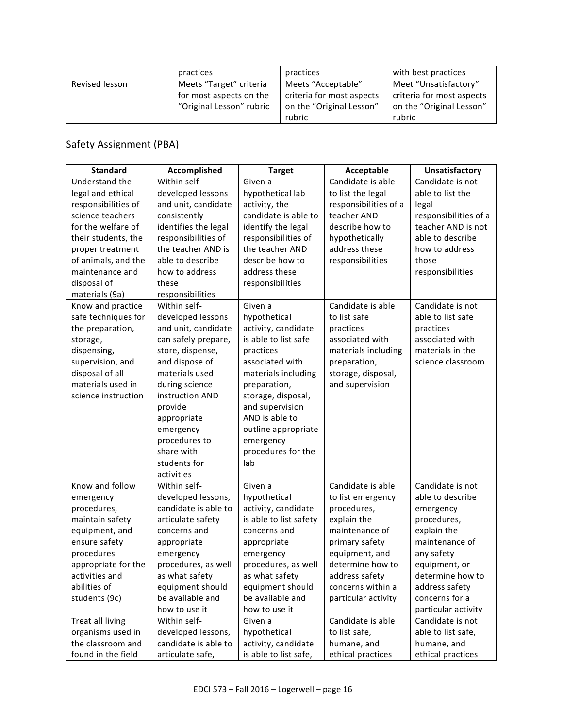| | practices | practices | with best practices |
|---|---|---|---|
| Revised lesson | Meets "Target" criteria for most aspects on the "Original Lesson" rubric | Meets "Acceptable" criteria for most aspects on the "Original Lesson" rubric | Meet "Unsatisfactory" criteria for most aspects on the "Original Lesson" rubric |

## Safety Assignment (PBA)

| Standard | Accomplished | Target | Acceptable | Unsatisfactory |
|---|---|---|---|---|
| Understand the legal and ethical responsibilities of science teachers for the welfare of their students, the proper treatment of animals, and the maintenance and disposal of materials (9a) | Within self-developed lessons and unit, candidate consistently identifies the legal responsibilities of the teacher AND is able to describe how to address these responsibilities | Given a hypothetical lab activity, the candidate is able to identify the legal responsibilities of the teacher AND describe how to address these responsibilities | Candidate is able to list the legal responsibilities of a teacher AND describe how to hypothetically address these responsibilities | Candidate is not able to list the legal responsibilities of a teacher AND is not able to describe how to address those responsibilities |
| Know and practice safe techniques for the preparation, storage, dispensing, supervision, and disposal of all materials used in science instruction | Within self-developed lessons and unit, candidate can safely prepare, store, dispense, and dispose of materials used during science instruction AND provide appropriate emergency procedures to share with students for activities | Given a hypothetical activity, candidate is able to list safe practices associated with materials including preparation, storage, disposal, and supervision AND is able to outline appropriate emergency procedures for the lab | Candidate is able to list safe practices associated with materials including preparation, storage, disposal, and supervision | Candidate is not able to list safe practices associated with materials in the science classroom |
| Know and follow emergency procedures, maintain safety equipment, and ensure safety procedures appropriate for the activities and abilities of students (9c) | Within self-developed lessons, candidate is able to articulate safety concerns and appropriate emergency procedures, as well as what safety equipment should be available and how to use it | Given a hypothetical activity, candidate is able to list safety concerns and appropriate emergency procedures, as well as what safety equipment should be available and how to use it | Candidate is able to list emergency procedures, explain the maintenance of primary safety equipment, and determine how to address safety concerns within a particular activity | Candidate is not able to describe emergency procedures, explain the maintenance of any safety equipment, or determine how to address safety concerns for a particular activity |
| Treat all living organisms used in the classroom and found in the field | Within self-developed lessons, candidate is able to articulate safe, | Given a hypothetical activity, candidate is able to list safe, | Candidate is able to list safe, humane, and ethical practices | Candidate is not able to list safe, humane, and ethical practices |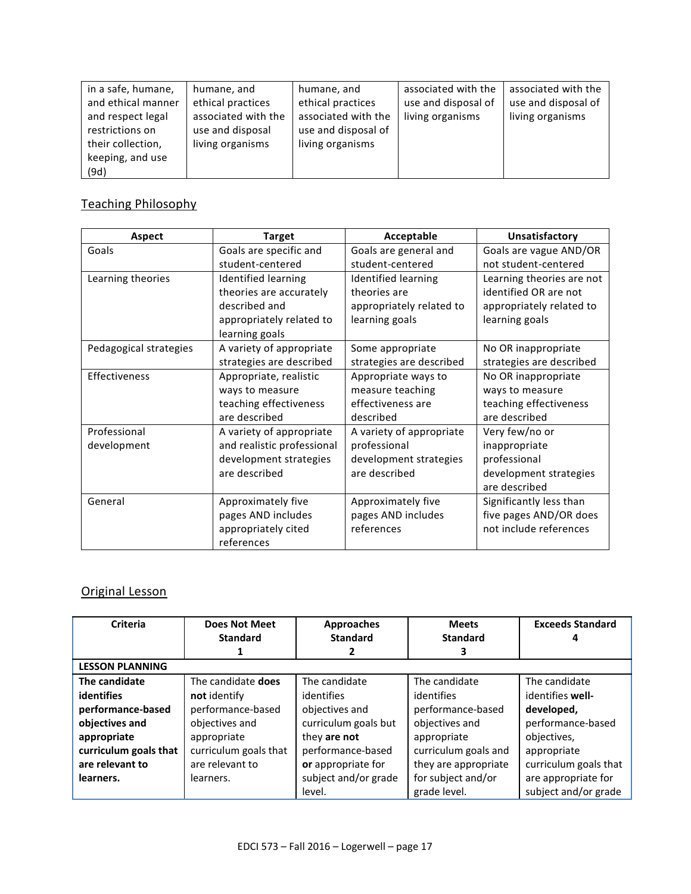| in a safe, humane, and ethical manner and respect legal restrictions on their collection, keeping, and use (9d) | humane, and ethical practices associated with the use and disposal living organisms | humane, and ethical practices associated with the use and disposal of living organisms | associated with the use and disposal of living organisms | associated with the use and disposal of living organisms |
|---|---|---|---|---|

## Teaching Philosophy

| Aspect | Target | Acceptable | Unsatisfactory |
|---|---|---|---|
| Goals | Goals are specific and student-centered | Goals are general and student-centered | Goals are vague AND/OR not student-centered |
| Learning theories | Identified learning theories are accurately described and appropriately related to learning goals | Identified learning theories are appropriately related to learning goals | Learning theories are not identified OR are not appropriately related to learning goals |
| Pedagogical strategies | A variety of appropriate strategies are described | Some appropriate strategies are described | No OR inappropriate strategies are described |
| Effectiveness | Appropriate, realistic ways to measure teaching effectiveness are described | Appropriate ways to measure teaching effectiveness are described | No OR inappropriate ways to measure teaching effectiveness are described |
| Professional development | A variety of appropriate and realistic professional development strategies are described | A variety of appropriate professional development strategies are described | Very few/no or inappropriate professional development strategies are described |
| General | Approximately five pages AND includes appropriately cited references | Approximately five pages AND includes references | Significantly less than five pages AND/OR does not include references |

## Original Lesson

| Criteria | Does Not Meet Standard 1 | Approaches Standard 2 | Meets Standard 3 | Exceeds Standard 4 |
|---|---|---|---|---|
| **LESSON PLANNING** | | | | |
| **The candidate identifies performance-based objectives and appropriate curriculum goals that are relevant to learners.** | The candidate **does not** identify performance-based objectives and appropriate curriculum goals that are relevant to learners. | The candidate identifies objectives and curriculum goals but they **are not** performance-based **or** appropriate for subject and/or grade level. | The candidate identifies performance-based objectives and curriculum goals and they are appropriate for subject and/or grade level. | The candidate identifies **well-developed,** performance-based objectives, appropriate curriculum goals that are appropriate for subject and/or grade |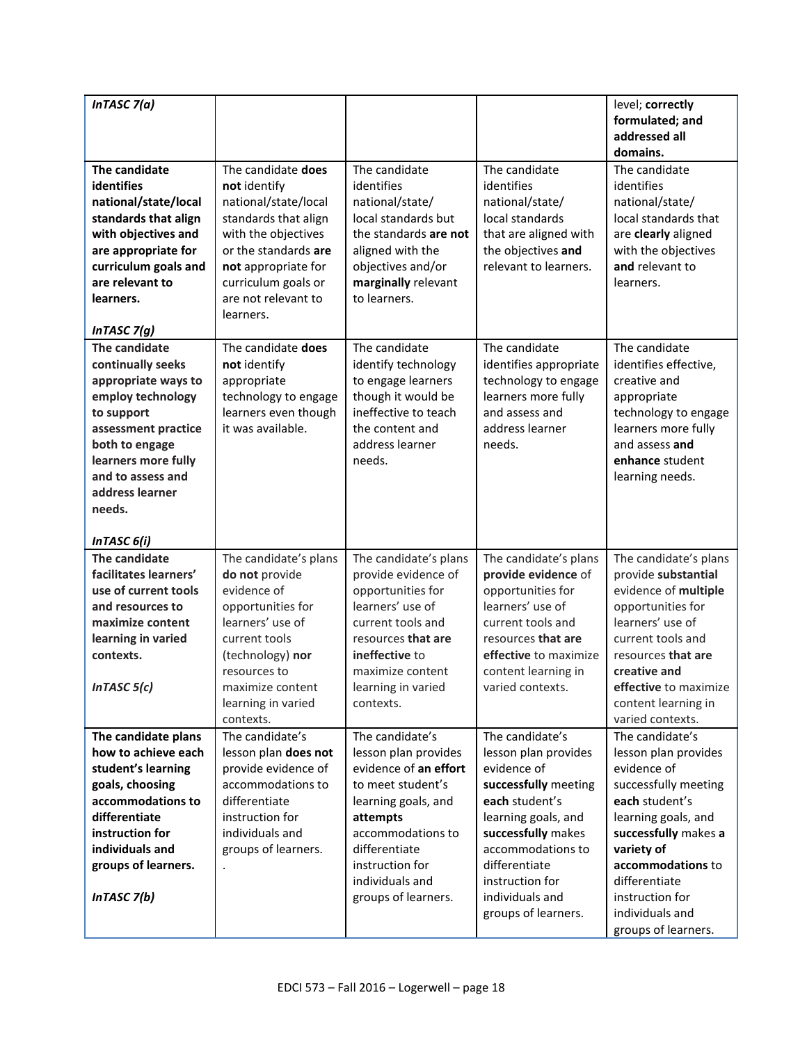| | | | | |
|---|---|---|---|---|
| ***InTASC 7(a)*** | | | | level; **correctly formulated; and addressed all domains.** |
| **The candidate identifies national/state/local standards that align with objectives and are appropriate for curriculum goals and are relevant to learners.**<br><br>***InTASC 7(g)*** | The candidate **does not** identify national/state/local standards that align with the objectives or the standards **are not** appropriate for curriculum goals or are not relevant to learners. | The candidate identifies national/state/ local standards but the standards **are not** aligned with the objectives and/or **marginally** relevant to learners. | The candidate identifies national/state/ local standards that are aligned with the objectives **and** relevant to learners. | The candidate identifies national/state/ local standards that are **clearly** aligned with the objectives **and** relevant to learners. |
| **The candidate continually seeks appropriate ways to employ technology to support assessment practice both to engage learners more fully and to assess and address learner needs.**<br><br>***InTASC 6(i)*** | The candidate **does not** identify appropriate technology to engage learners even though it was available. | The candidate identify technology to engage learners though it would be ineffective to teach the content and address learner needs. | The candidate identifies appropriate technology to engage learners more fully and assess and address learner needs. | The candidate identifies effective, creative and appropriate technology to engage learners more fully and assess **and enhance** student learning needs. |
| **The candidate facilitates learners' use of current tools and resources to maximize content learning in varied contexts.**<br><br>***InTASC 5(c)*** | The candidate's plans **do not** provide evidence of opportunities for learners' use of current tools (technology) **nor** resources to maximize content learning in varied contexts. | The candidate's plans provide evidence of opportunities for learners' use of current tools and resources **that are ineffective** to maximize content learning in varied contexts. | The candidate's plans **provide evidence** of opportunities for learners' use of current tools and resources **that are effective** to maximize content learning in varied contexts. | The candidate's plans provide **substantial** evidence of **multiple** opportunities for learners' use of current tools and resources **that are creative and effective** to maximize content learning in varied contexts. |
| **The candidate plans how to achieve each student's learning goals, choosing accommodations to differentiate instruction for individuals and groups of learners.**<br><br>***InTASC 7(b)*** | The candidate's lesson plan **does not** provide evidence of accommodations to differentiate instruction for individuals and groups of learners.<br>. | The candidate's lesson plan provides evidence of **an effort** to meet student's learning goals, and **attempts** accommodations to differentiate instruction for individuals and groups of learners. | The candidate's lesson plan provides evidence of **successfully** meeting **each** student's learning goals, and **successfully** makes accommodations to differentiate instruction for individuals and groups of learners. | The candidate's lesson plan provides evidence of successfully meeting **each** student's learning goals, and **successfully** makes **a variety of accommodations** to differentiate instruction for individuals and groups of learners. |

EDCI 573 – Fall 2016 – Logerwell – page 18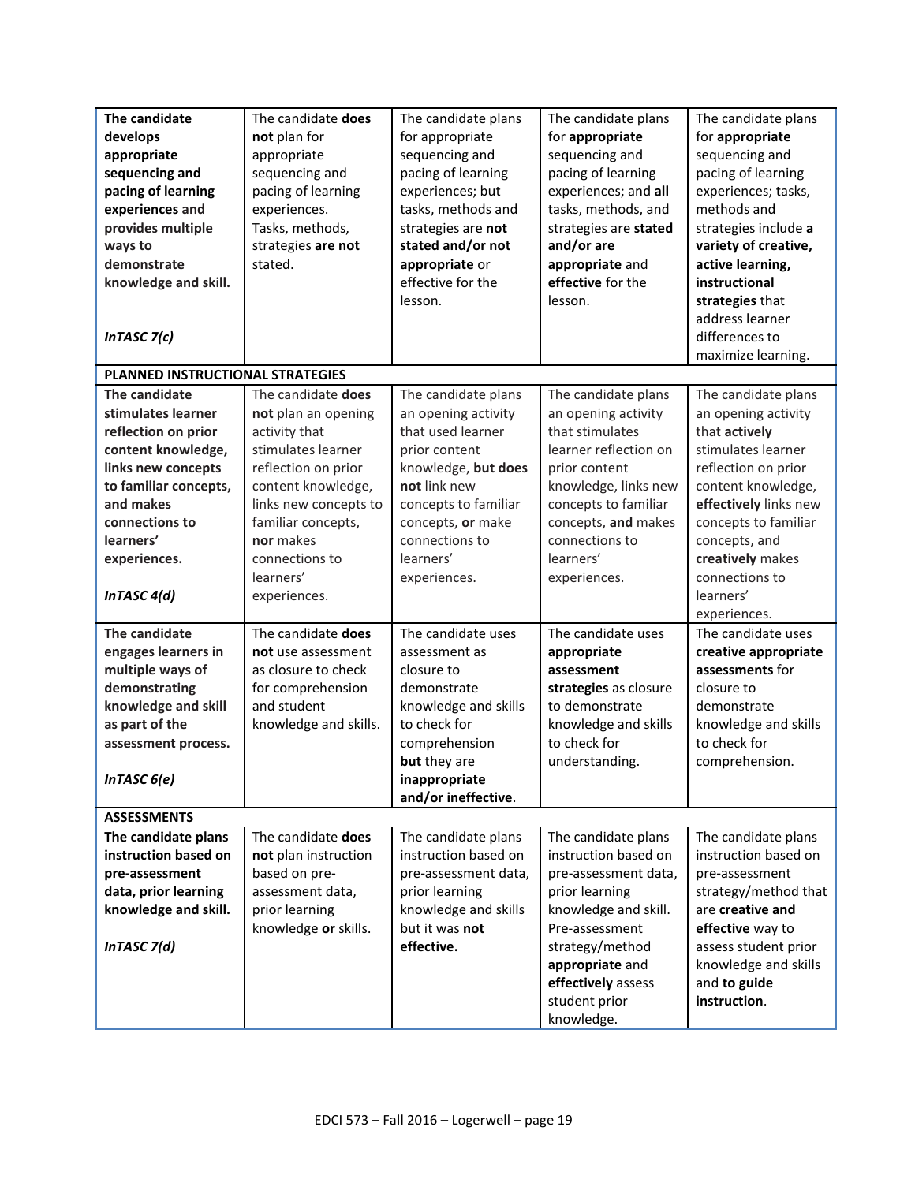| | | | | |
|---|---|---|---|---|
| **The candidate develops appropriate sequencing and pacing of learning experiences and provides multiple ways to demonstrate knowledge and skill.**<br><br>***InTASC 7(c)*** | The candidate **does not** plan for appropriate sequencing and pacing of learning experiences. Tasks, methods, strategies **are not** stated. | The candidate plans for appropriate sequencing and pacing of learning experiences; but tasks, methods and strategies are **not stated and/or not appropriate** or effective for the lesson. | The candidate plans for **appropriate** sequencing and pacing of learning experiences; and **all** tasks, methods, and strategies are **stated and/or are appropriate** and **effective** for the lesson. | The candidate plans for **appropriate** sequencing and pacing of learning experiences; tasks, methods and strategies include **a variety of creative, active learning, instructional strategies** that address learner differences to maximize learning. |
| **PLANNED INSTRUCTIONAL STRATEGIES** | | | | |
| **The candidate stimulates learner reflection on prior content knowledge, links new concepts to familiar concepts, and makes connections to learners' experiences.**<br><br>***InTASC 4(d)*** | The candidate **does not** plan an opening activity that stimulates learner reflection on prior content knowledge, links new concepts to familiar concepts, **nor** makes connections to learners' experiences. | The candidate plans an opening activity that used learner prior content knowledge, **but does not** link new concepts to familiar concepts, **or** make connections to learners' experiences. | The candidate plans an opening activity that stimulates learner reflection on prior content knowledge, links new concepts to familiar concepts, **and** makes connections to learners' experiences. | The candidate plans an opening activity that **actively** stimulates learner reflection on prior content knowledge, **effectively** links new concepts to familiar concepts, and **creatively** makes connections to learners' experiences. |
| **The candidate engages learners in multiple ways of demonstrating knowledge and skill as part of the assessment process.**<br><br>***InTASC 6(e)*** | The candidate **does not** use assessment as closure to check for comprehension and student knowledge and skills. | The candidate uses assessment as closure to demonstrate knowledge and skills to check for comprehension **but** they are **inappropriate and/or ineffective**. | The candidate uses **appropriate assessment strategies** as closure to demonstrate knowledge and skills to check for understanding. | The candidate uses **creative appropriate assessments** for closure to demonstrate knowledge and skills to check for comprehension. |
| **ASSESSMENTS** | | | | |
| **The candidate plans instruction based on pre-assessment data, prior learning knowledge and skill.**<br><br>***InTASC 7(d)*** | The candidate **does not** plan instruction based on pre-assessment data, prior learning knowledge **or** skills. | The candidate plans instruction based on pre-assessment data, prior learning knowledge and skills but it was **not effective.** | The candidate plans instruction based on pre-assessment data, prior learning knowledge and skill. Pre-assessment strategy/method **appropriate** and **effectively** assess student prior knowledge. | The candidate plans instruction based on pre-assessment strategy/method that are **creative and effective** way to assess student prior knowledge and skills and **to guide instruction**. |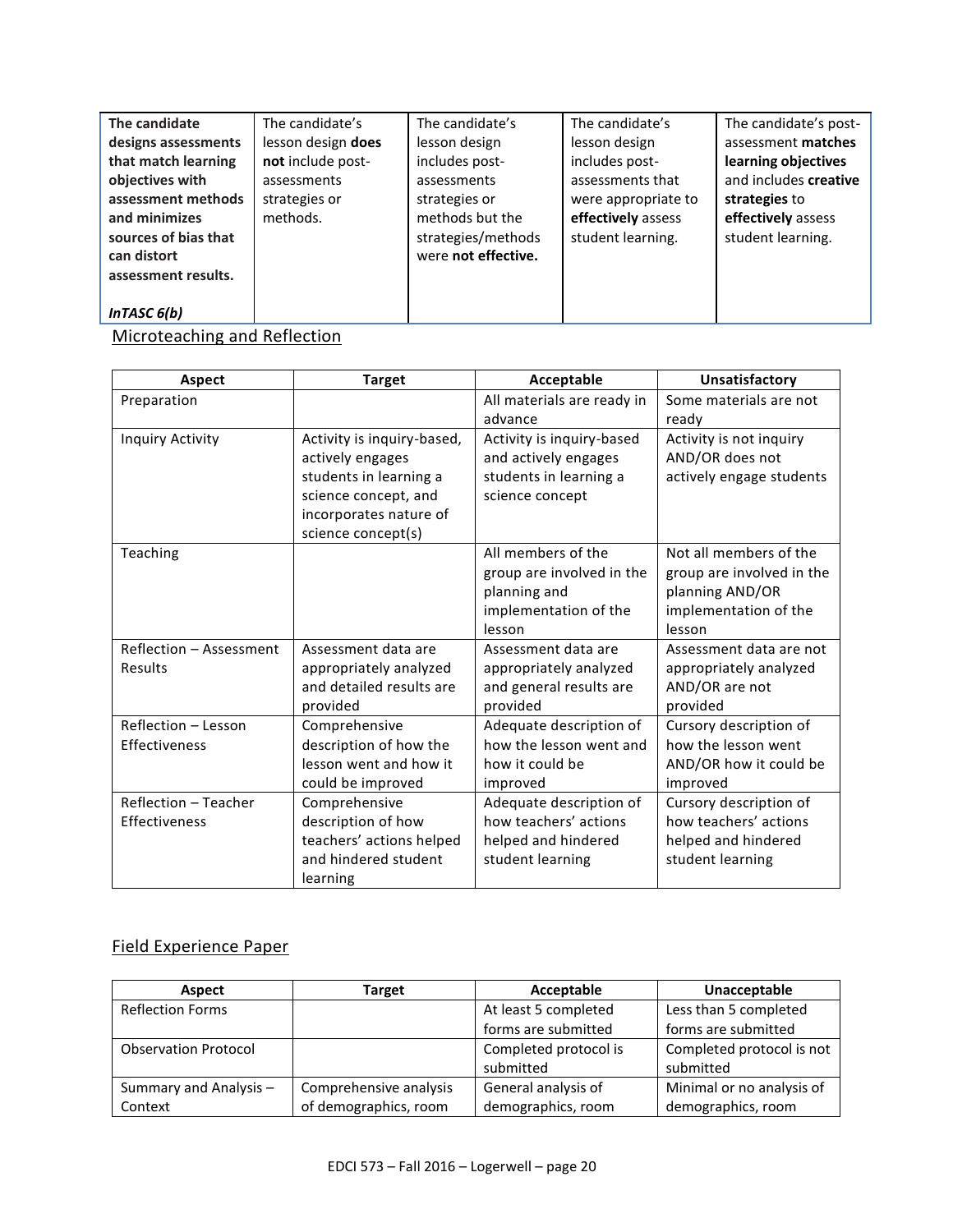| **The candidate designs assessments that match learning objectives with assessment methods and minimizes sources of bias that can distort assessment results.** <br><br> ***InTASC 6(b)*** | The candidate's lesson design **does not** include post-assessments strategies or methods. | The candidate's lesson design includes post-assessments strategies or methods but the strategies/methods were **not effective.** | The candidate's lesson design includes post-assessments that were appropriate to **effectively** assess student learning. | The candidate's post-assessment **matches learning objectives** and includes **creative strategies** to **effectively** assess student learning. |
|---|---|---|---|---|

## Microteaching and Reflection

| Aspect | Target | Acceptable | Unsatisfactory |
|---|---|---|---|
| Preparation | | All materials are ready in advance | Some materials are not ready |
| Inquiry Activity | Activity is inquiry-based, actively engages students in learning a science concept, and incorporates nature of science concept(s) | Activity is inquiry-based and actively engages students in learning a science concept | Activity is not inquiry AND/OR does not actively engage students |
| Teaching | | All members of the group are involved in the planning and implementation of the lesson | Not all members of the group are involved in the planning AND/OR implementation of the lesson |
| Reflection – Assessment Results | Assessment data are appropriately analyzed and detailed results are provided | Assessment data are appropriately analyzed and general results are provided | Assessment data are not appropriately analyzed AND/OR are not provided |
| Reflection – Lesson Effectiveness | Comprehensive description of how the lesson went and how it could be improved | Adequate description of how the lesson went and how it could be improved | Cursory description of how the lesson went AND/OR how it could be improved |
| Reflection – Teacher Effectiveness | Comprehensive description of how teachers' actions helped and hindered student learning | Adequate description of how teachers' actions helped and hindered student learning | Cursory description of how teachers' actions helped and hindered student learning |

## Field Experience Paper

| Aspect | Target | Acceptable | Unacceptable |
|---|---|---|---|
| Reflection Forms | | At least 5 completed forms are submitted | Less than 5 completed forms are submitted |
| Observation Protocol | | Completed protocol is submitted | Completed protocol is not submitted |
| Summary and Analysis – Context | Comprehensive analysis of demographics, room | General analysis of demographics, room | Minimal or no analysis of demographics, room |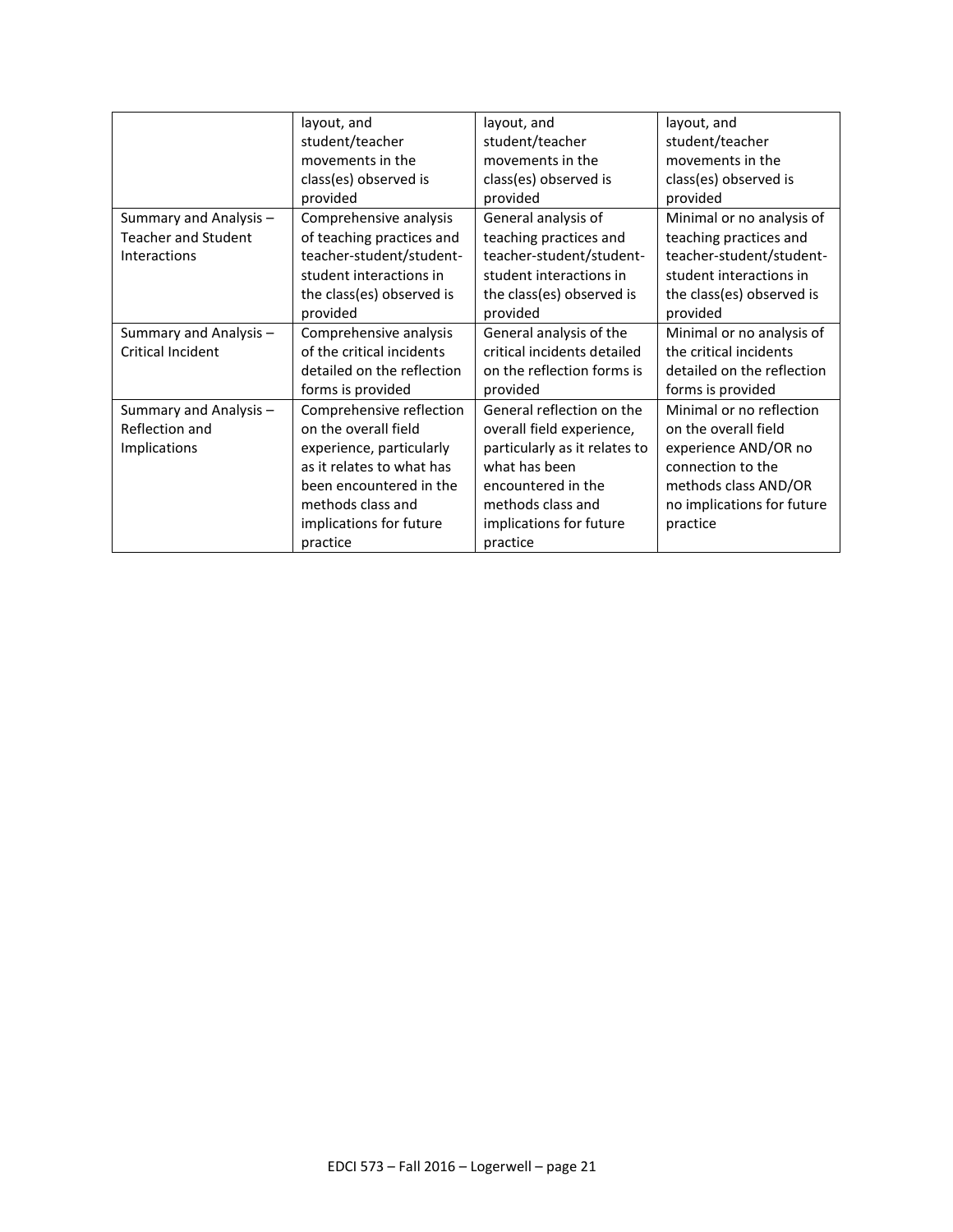| | | | |
|---|---|---|---|
| | layout, and student/teacher movements in the class(es) observed is provided | layout, and student/teacher movements in the class(es) observed is provided | layout, and student/teacher movements in the class(es) observed is provided |
| Summary and Analysis – Teacher and Student Interactions | Comprehensive analysis of teaching practices and teacher-student/student-student interactions in the class(es) observed is provided | General analysis of teaching practices and teacher-student/student-student interactions in the class(es) observed is provided | Minimal or no analysis of teaching practices and teacher-student/student-student interactions in the class(es) observed is provided |
| Summary and Analysis – Critical Incident | Comprehensive analysis of the critical incidents detailed on the reflection forms is provided | General analysis of the critical incidents detailed on the reflection forms is provided | Minimal or no analysis of the critical incidents detailed on the reflection forms is provided |
| Summary and Analysis – Reflection and Implications | Comprehensive reflection on the overall field experience, particularly as it relates to what has been encountered in the methods class and implications for future practice | General reflection on the overall field experience, particularly as it relates to what has been encountered in the methods class and implications for future practice | Minimal or no reflection on the overall field experience AND/OR no connection to the methods class AND/OR no implications for future practice |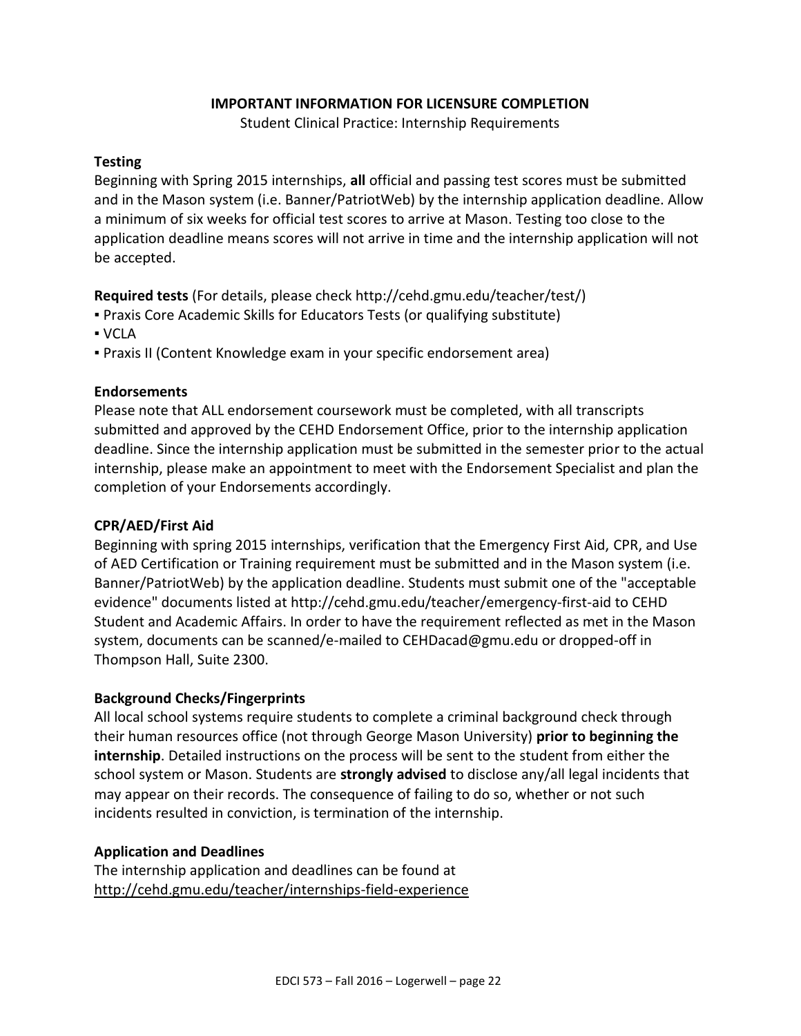## IMPORTANT INFORMATION FOR LICENSURE COMPLETION

Student Clinical Practice: Internship Requirements

### Testing

Beginning with Spring 2015 internships, **all** official and passing test scores must be submitted and in the Mason system (i.e. Banner/PatriotWeb) by the internship application deadline. Allow a minimum of six weeks for official test scores to arrive at Mason. Testing too close to the application deadline means scores will not arrive in time and the internship application will not be accepted.

**Required tests** (For details, please check http://cehd.gmu.edu/teacher/test/)

- Praxis Core Academic Skills for Educators Tests (or qualifying substitute)
- VCLA
- Praxis II (Content Knowledge exam in your specific endorsement area)

### Endorsements

Please note that ALL endorsement coursework must be completed, with all transcripts submitted and approved by the CEHD Endorsement Office, prior to the internship application deadline. Since the internship application must be submitted in the semester prior to the actual internship, please make an appointment to meet with the Endorsement Specialist and plan the completion of your Endorsements accordingly.

### CPR/AED/First Aid

Beginning with spring 2015 internships, verification that the Emergency First Aid, CPR, and Use of AED Certification or Training requirement must be submitted and in the Mason system (i.e. Banner/PatriotWeb) by the application deadline. Students must submit one of the "acceptable evidence" documents listed at http://cehd.gmu.edu/teacher/emergency-first-aid to CEHD Student and Academic Affairs. In order to have the requirement reflected as met in the Mason system, documents can be scanned/e-mailed to CEHDacad@gmu.edu or dropped-off in Thompson Hall, Suite 2300.

### Background Checks/Fingerprints

All local school systems require students to complete a criminal background check through their human resources office (not through George Mason University) **prior to beginning the internship**. Detailed instructions on the process will be sent to the student from either the school system or Mason. Students are **strongly advised** to disclose any/all legal incidents that may appear on their records. The consequence of failing to do so, whether or not such incidents resulted in conviction, is termination of the internship.

### Application and Deadlines

The internship application and deadlines can be found at http://cehd.gmu.edu/teacher/internships-field-experience